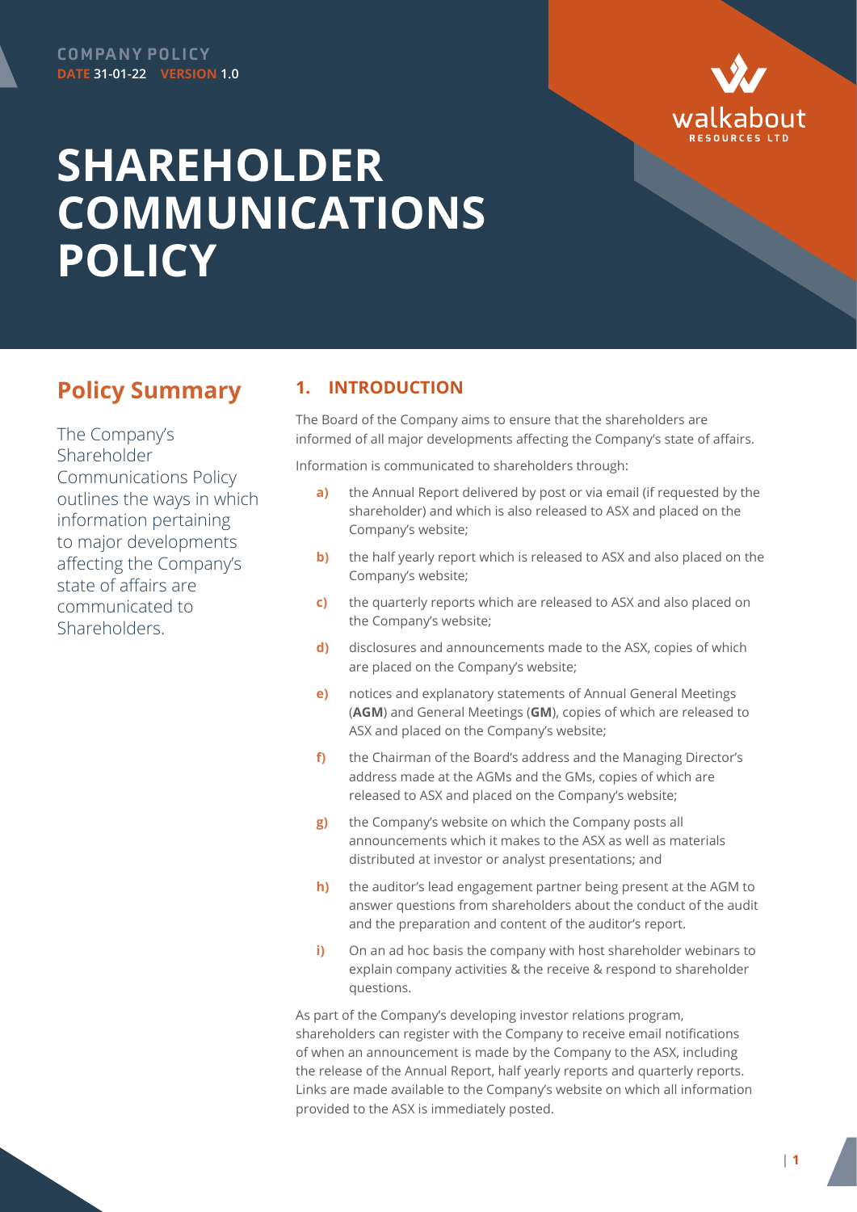COMPANY POLICY

DATE 31-01-22 VERSION 1.0

# SHAREHOLDER COMMUNICATIONS POLICY

## Policy Summary

The Company's Shareholder Communications Policy outlines the ways in which information pertaining to major developments affecting the Company's state of affairs are communicated to Shareholders.

## 1. INTRODUCTION

The Board of the Company aims to ensure that the shareholders are informed of all major developments affecting the Company's state of affairs.

Information is communicated to shareholders through:

- **a)** the Annual Report delivered by post or via email (if requested by the shareholder) and which is also released to ASX and placed on the Company's website;
- **b)** the half yearly report which is released to ASX and also placed on the Company's website;
- **c)** the quarterly reports which are released to ASX and also placed on the Company's website;
- **d)** disclosures and announcements made to the ASX, copies of which are placed on the Company's website;
- **e)** notices and explanatory statements of Annual General Meetings (**AGM**) and General Meetings (**GM**), copies of which are released to ASX and placed on the Company's website;
- **f)** the Chairman of the Board's address and the Managing Director's address made at the AGMs and the GMs, copies of which are released to ASX and placed on the Company's website;
- **g)** the Company's website on which the Company posts all announcements which it makes to the ASX as well as materials distributed at investor or analyst presentations; and
- **h)** the auditor's lead engagement partner being present at the AGM to answer questions from shareholders about the conduct of the audit and the preparation and content of the auditor's report.
- **i)** On an ad hoc basis the company with host shareholder webinars to explain company activities & the receive & respond to shareholder questions.

As part of the Company's developing investor relations program, shareholders can register with the Company to receive email notifications of when an announcement is made by the Company to the ASX, including the release of the Annual Report, half yearly reports and quarterly reports. Links are made available to the Company's website on which all information provided to the ASX is immediately posted.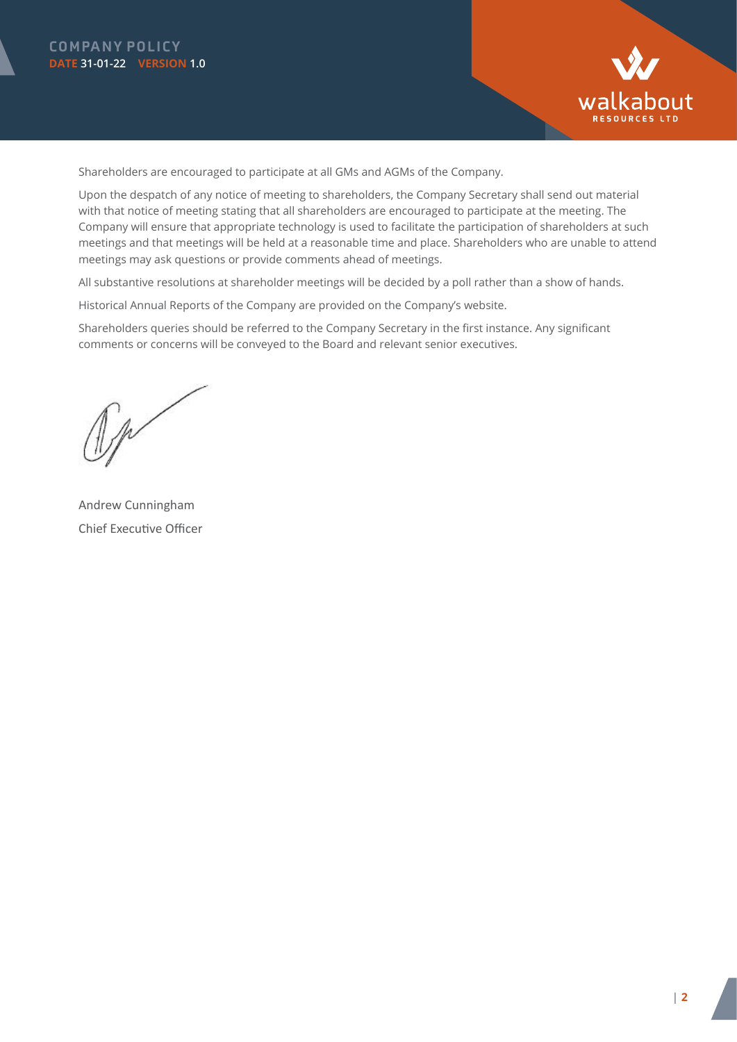Shareholders are encouraged to participate at all GMs and AGMs of the Company.

Upon the despatch of any notice of meeting to shareholders, the Company Secretary shall send out material with that notice of meeting stating that all shareholders are encouraged to participate at the meeting. The Company will ensure that appropriate technology is used to facilitate the participation of shareholders at such meetings and that meetings will be held at a reasonable time and place. Shareholders who are unable to attend meetings may ask questions or provide comments ahead of meetings.

All substantive resolutions at shareholder meetings will be decided by a poll rather than a show of hands.

Historical Annual Reports of the Company are provided on the Company's website.

Shareholders queries should be referred to the Company Secretary in the first instance. Any significant comments or concerns will be conveyed to the Board and relevant senior executives.

Andrew Cunningham
Chief Executive Officer